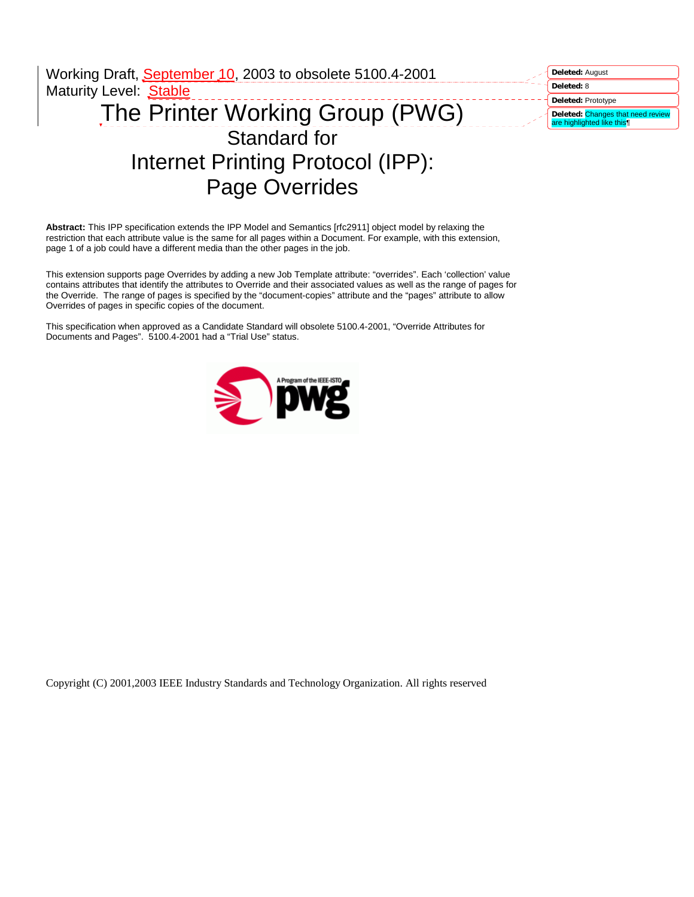Working Draft, September 10, 2003 to obsolete 5100.4-2001
Maturity Level: Stable

# The Printer Working Group (PWG) Standard for Internet Printing Protocol (IPP): Page Overrides

**Abstract:** This IPP specification extends the IPP Model and Semantics [rfc2911] object model by relaxing the restriction that each attribute value is the same for all pages within a Document. For example, with this extension, page 1 of a job could have a different media than the other pages in the job.

This extension supports page Overrides by adding a new Job Template attribute: "overrides". Each 'collection' value contains attributes that identify the attributes to Override and their associated values as well as the range of pages for the Override. The range of pages is specified by the "document-copies" attribute and the "pages" attribute to allow Overrides of pages in specific copies of the document.

This specification when approved as a Candidate Standard will obsolete 5100.4-2001, "Override Attributes for Documents and Pages". 5100.4-2001 had a "Trial Use" status.

Copyright (C) 2001,2003 IEEE Industry Standards and Technology Organization. All rights reserved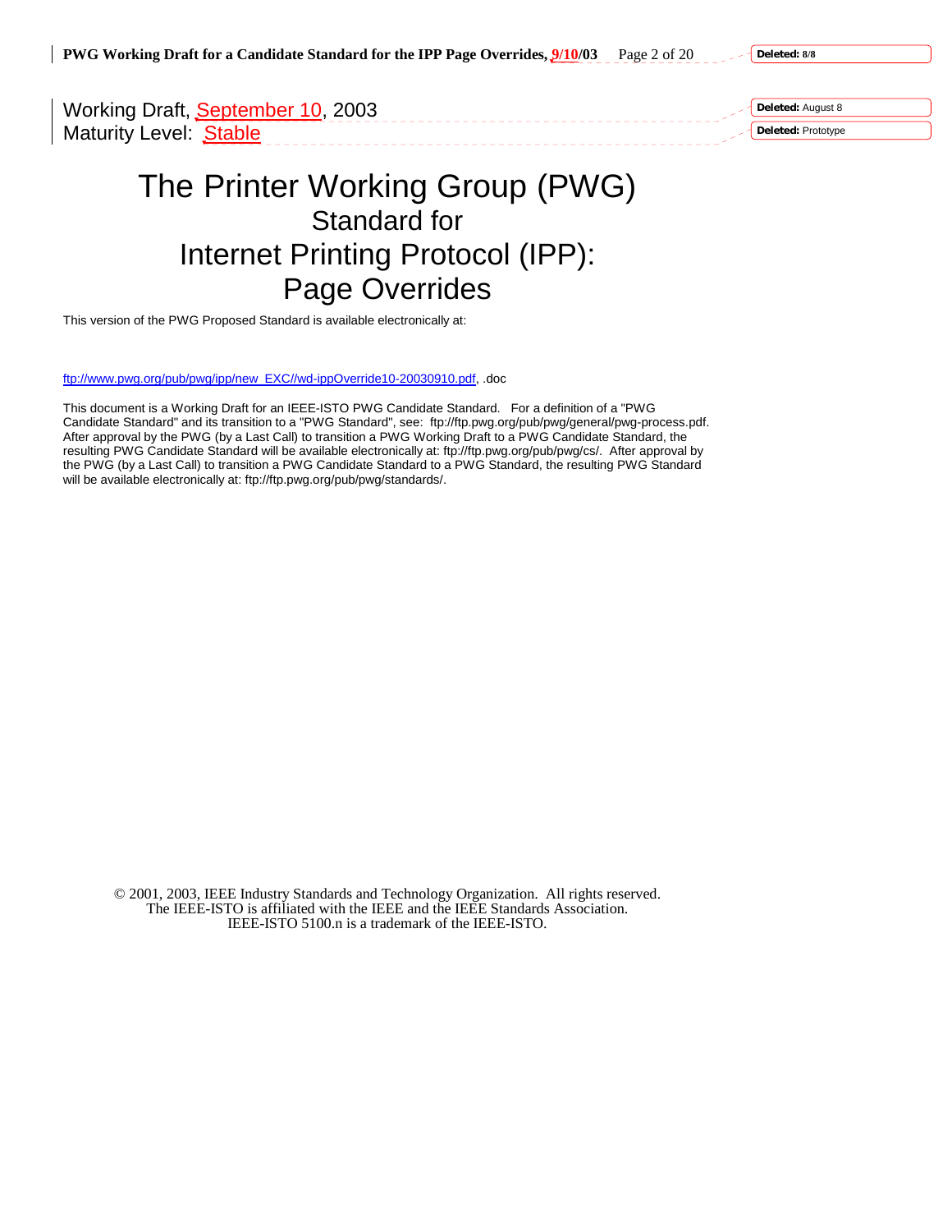Working Draft, September 10, 2003
Maturity Level: Stable

# The Printer Working Group (PWG)
## Standard for
## Internet Printing Protocol (IPP): Page Overrides

This version of the PWG Proposed Standard is available electronically at:

ftp://www.pwg.org/pub/pwg/ipp/new_EXC//wd-ippOverride10-20030910.pdf, .doc

This document is a Working Draft for an IEEE-ISTO PWG Candidate Standard. For a definition of a "PWG Candidate Standard" and its transition to a "PWG Standard", see: ftp://ftp.pwg.org/pub/pwg/general/pwg-process.pdf. After approval by the PWG (by a Last Call) to transition a PWG Working Draft to a PWG Candidate Standard, the resulting PWG Candidate Standard will be available electronically at: ftp://ftp.pwg.org/pub/pwg/cs/. After approval by the PWG (by a Last Call) to transition a PWG Candidate Standard to a PWG Standard, the resulting PWG Standard will be available electronically at: ftp://ftp.pwg.org/pub/pwg/standards/.

© 2001, 2003, IEEE Industry Standards and Technology Organization. All rights reserved.
The IEEE-ISTO is affiliated with the IEEE and the IEEE Standards Association.
IEEE-ISTO 5100.n is a trademark of the IEEE-ISTO.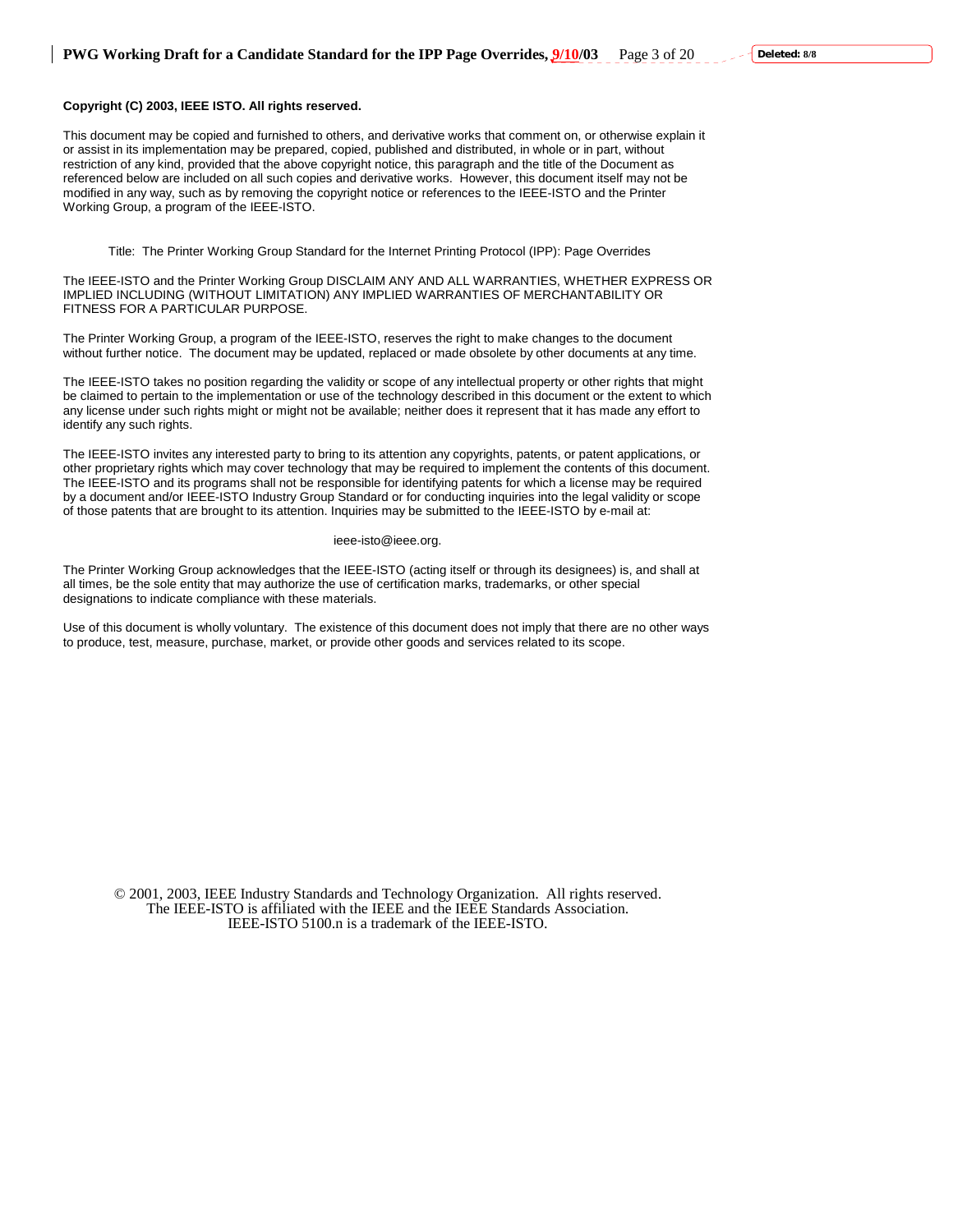**Copyright (C) 2003, IEEE ISTO. All rights reserved.**

This document may be copied and furnished to others, and derivative works that comment on, or otherwise explain it or assist in its implementation may be prepared, copied, published and distributed, in whole or in part, without restriction of any kind, provided that the above copyright notice, this paragraph and the title of the Document as referenced below are included on all such copies and derivative works. However, this document itself may not be modified in any way, such as by removing the copyright notice or references to the IEEE-ISTO and the Printer Working Group, a program of the IEEE-ISTO.

Title: The Printer Working Group Standard for the Internet Printing Protocol (IPP): Page Overrides

The IEEE-ISTO and the Printer Working Group DISCLAIM ANY AND ALL WARRANTIES, WHETHER EXPRESS OR IMPLIED INCLUDING (WITHOUT LIMITATION) ANY IMPLIED WARRANTIES OF MERCHANTABILITY OR FITNESS FOR A PARTICULAR PURPOSE.

The Printer Working Group, a program of the IEEE-ISTO, reserves the right to make changes to the document without further notice. The document may be updated, replaced or made obsolete by other documents at any time.

The IEEE-ISTO takes no position regarding the validity or scope of any intellectual property or other rights that might be claimed to pertain to the implementation or use of the technology described in this document or the extent to which any license under such rights might or might not be available; neither does it represent that it has made any effort to identify any such rights.

The IEEE-ISTO invites any interested party to bring to its attention any copyrights, patents, or patent applications, or other proprietary rights which may cover technology that may be required to implement the contents of this document. The IEEE-ISTO and its programs shall not be responsible for identifying patents for which a license may be required by a document and/or IEEE-ISTO Industry Group Standard or for conducting inquiries into the legal validity or scope of those patents that are brought to its attention. Inquiries may be submitted to the IEEE-ISTO by e-mail at:

ieee-isto@ieee.org.

The Printer Working Group acknowledges that the IEEE-ISTO (acting itself or through its designees) is, and shall at all times, be the sole entity that may authorize the use of certification marks, trademarks, or other special designations to indicate compliance with these materials.

Use of this document is wholly voluntary. The existence of this document does not imply that there are no other ways to produce, test, measure, purchase, market, or provide other goods and services related to its scope.

© 2001, 2003, IEEE Industry Standards and Technology Organization. All rights reserved.
The IEEE-ISTO is affiliated with the IEEE and the IEEE Standards Association.
IEEE-ISTO 5100.n is a trademark of the IEEE-ISTO.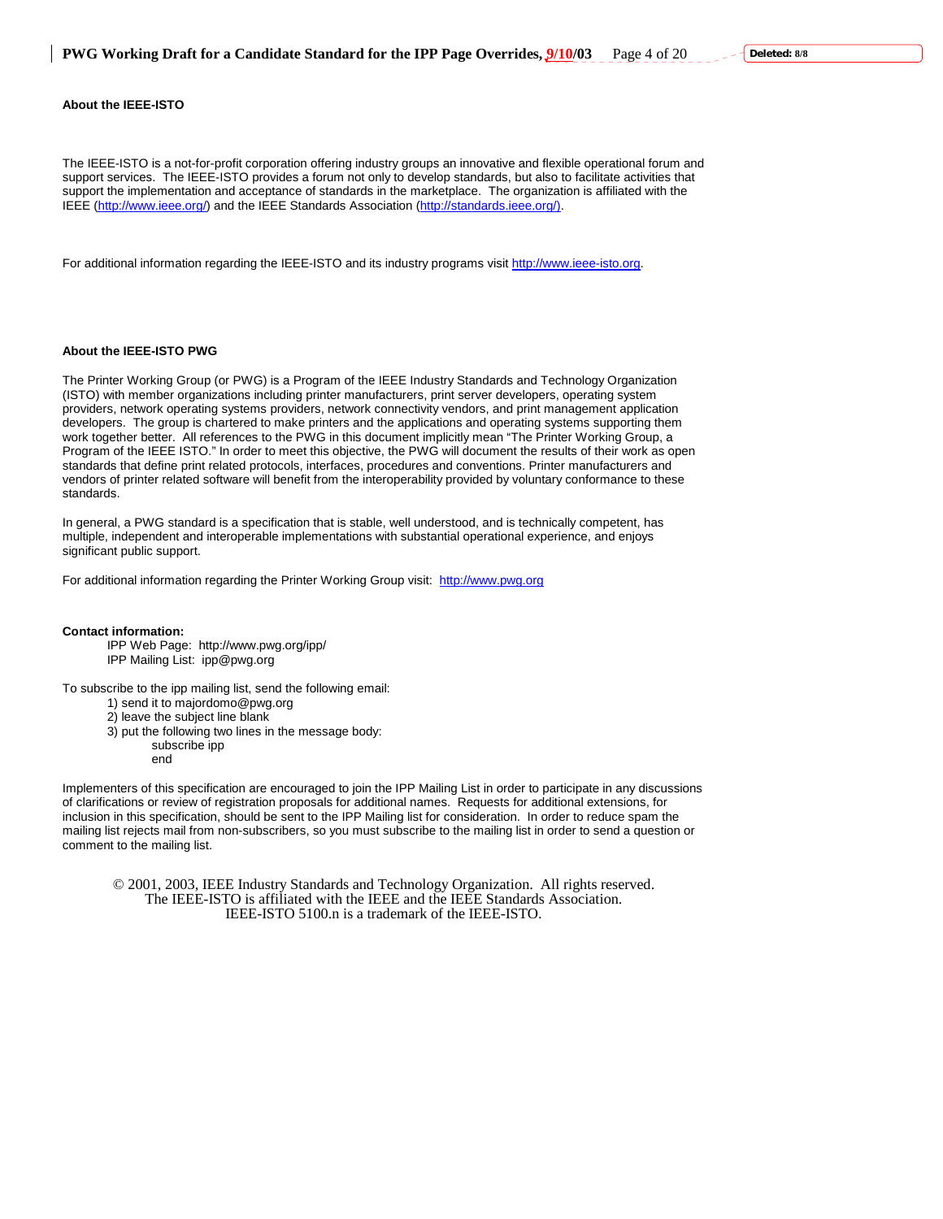**About the IEEE-ISTO**

The IEEE-ISTO is a not-for-profit corporation offering industry groups an innovative and flexible operational forum and support services. The IEEE-ISTO provides a forum not only to develop standards, but also to facilitate activities that support the implementation and acceptance of standards in the marketplace. The organization is affiliated with the IEEE (http://www.ieee.org/) and the IEEE Standards Association (http://standards.ieee.org/).

For additional information regarding the IEEE-ISTO and its industry programs visit http://www.ieee-isto.org.

**About the IEEE-ISTO PWG**

The Printer Working Group (or PWG) is a Program of the IEEE Industry Standards and Technology Organization (ISTO) with member organizations including printer manufacturers, print server developers, operating system providers, network operating systems providers, network connectivity vendors, and print management application developers. The group is chartered to make printers and the applications and operating systems supporting them work together better. All references to the PWG in this document implicitly mean "The Printer Working Group, a Program of the IEEE ISTO." In order to meet this objective, the PWG will document the results of their work as open standards that define print related protocols, interfaces, procedures and conventions. Printer manufacturers and vendors of printer related software will benefit from the interoperability provided by voluntary conformance to these standards.

In general, a PWG standard is a specification that is stable, well understood, and is technically competent, has multiple, independent and interoperable implementations with substantial operational experience, and enjoys significant public support.

For additional information regarding the Printer Working Group visit: http://www.pwg.org

**Contact information:**

IPP Web Page: http://www.pwg.org/ipp/
IPP Mailing List: ipp@pwg.org

To subscribe to the ipp mailing list, send the following email:

1) send it to majordomo@pwg.org
2) leave the subject line blank
3) put the following two lines in the message body:
    subscribe ipp
    end

Implementers of this specification are encouraged to join the IPP Mailing List in order to participate in any discussions of clarifications or review of registration proposals for additional names. Requests for additional extensions, for inclusion in this specification, should be sent to the IPP Mailing list for consideration. In order to reduce spam the mailing list rejects mail from non-subscribers, so you must subscribe to the mailing list in order to send a question or comment to the mailing list.

© 2001, 2003, IEEE Industry Standards and Technology Organization. All rights reserved.
The IEEE-ISTO is affiliated with the IEEE and the IEEE Standards Association.
IEEE-ISTO 5100.n is a trademark of the IEEE-ISTO.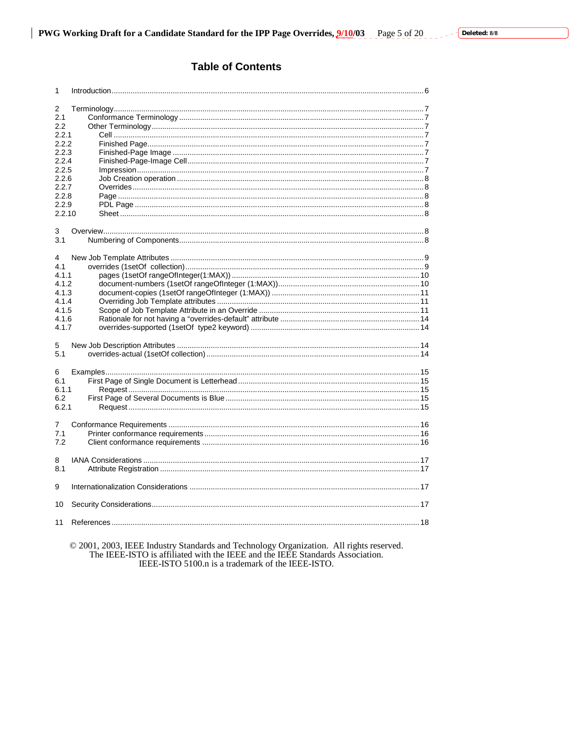# Table of Contents

1 Introduction ... 6

2 Terminology ... 7
2.1 Conformance Terminology ... 7
2.2 Other Terminology ... 7
2.2.1 Cell ... 7
2.2.2 Finished Page ... 7
2.2.3 Finished-Page Image ... 7
2.2.4 Finished-Page-Image Cell ... 7
2.2.5 Impression ... 7
2.2.6 Job Creation operation ... 8
2.2.7 Overrides ... 8
2.2.8 Page ... 8
2.2.9 PDL Page ... 8
2.2.10 Sheet ... 8

3 Overview ... 8
3.1 Numbering of Components ... 8

4 New Job Template Attributes ... 9
4.1 overrides (1setOf collection) ... 9
4.1.1 pages (1setOf rangeOfInteger(1:MAX)) ... 10
4.1.2 document-numbers (1setOf rangeOfInteger (1:MAX)) ... 10
4.1.3 document-copies (1setOf rangeOfInteger (1:MAX)) ... 11
4.1.4 Overriding Job Template attributes ... 11
4.1.5 Scope of Job Template Attribute in an Override ... 11
4.1.6 Rationale for not having a "overrides-default" attribute ... 14
4.1.7 overrides-supported (1setOf type2 keyword) ... 14

5 New Job Description Attributes ... 14
5.1 overrides-actual (1setOf collection) ... 14

6 Examples ... 15
6.1 First Page of Single Document is Letterhead ... 15
6.1.1 Request ... 15
6.2 First Page of Several Documents is Blue ... 15
6.2.1 Request ... 15

7 Conformance Requirements ... 16
7.1 Printer conformance requirements ... 16
7.2 Client conformance requirements ... 16

8 IANA Considerations ... 17
8.1 Attribute Registration ... 17

9 Internationalization Considerations ... 17

10 Security Considerations ... 17

11 References ... 18

© 2001, 2003, IEEE Industry Standards and Technology Organization. All rights reserved.
The IEEE-ISTO is affiliated with the IEEE and the IEEE Standards Association.
IEEE-ISTO 5100.n is a trademark of the IEEE-ISTO.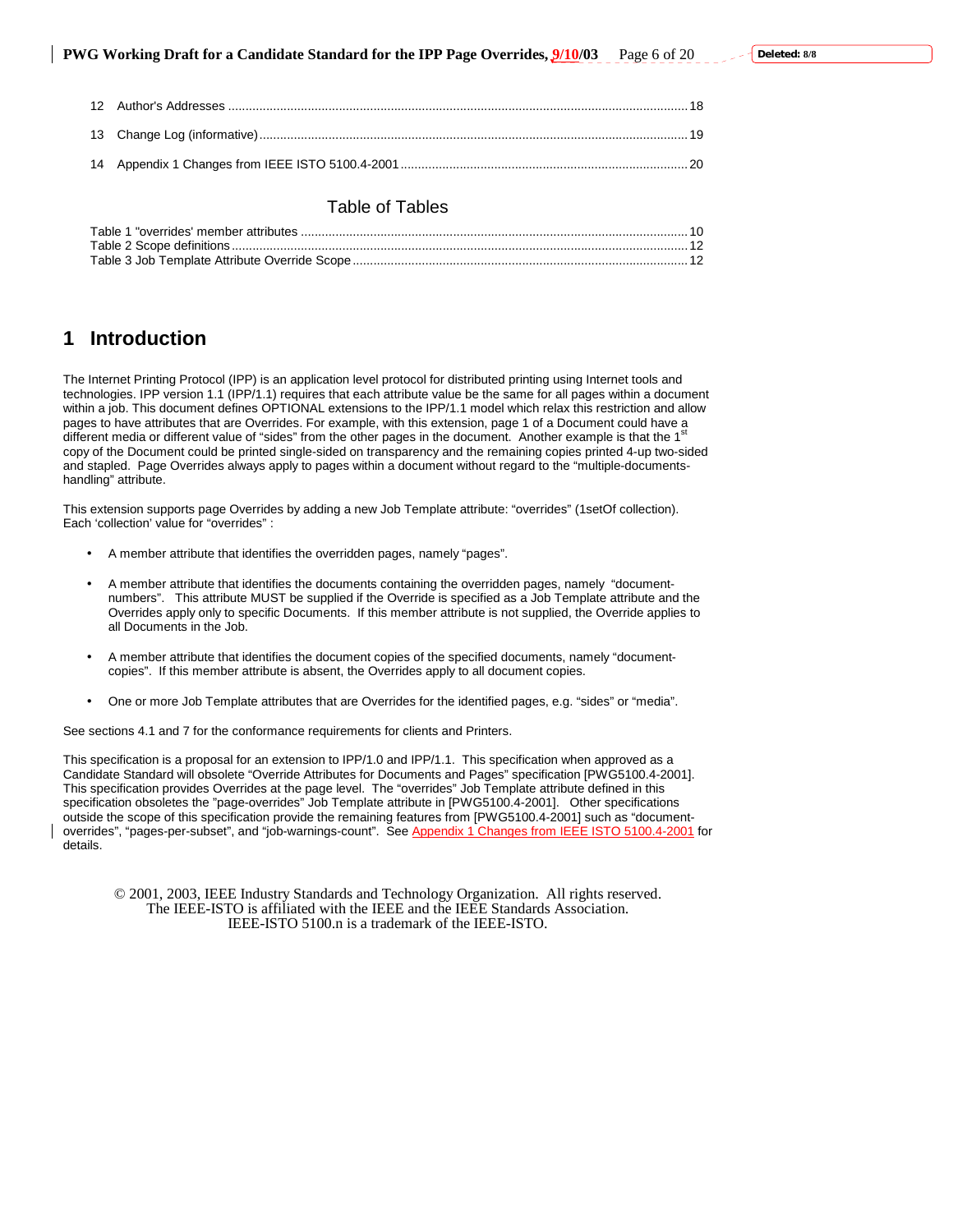12 Author's Addresses ..... 18

13 Change Log (informative) ..... 19

14 Appendix 1 Changes from IEEE ISTO 5100.4-2001 ..... 20

## Table of Tables

Table 1 "overrides' member attributes ..... 10
Table 2 Scope definitions ..... 12
Table 3 Job Template Attribute Override Scope ..... 12

# 1 Introduction

The Internet Printing Protocol (IPP) is an application level protocol for distributed printing using Internet tools and technologies. IPP version 1.1 (IPP/1.1) requires that each attribute value be the same for all pages within a document within a job. This document defines OPTIONAL extensions to the IPP/1.1 model which relax this restriction and allow pages to have attributes that are Overrides. For example, with this extension, page 1 of a Document could have a different media or different value of "sides" from the other pages in the document. Another example is that the 1st copy of the Document could be printed single-sided on transparency and the remaining copies printed 4-up two-sided and stapled. Page Overrides always apply to pages within a document without regard to the "multiple-documents-handling" attribute.

This extension supports page Overrides by adding a new Job Template attribute: "overrides" (1setOf collection). Each 'collection' value for "overrides" :

- A member attribute that identifies the overridden pages, namely "pages".
- A member attribute that identifies the documents containing the overridden pages, namely "document-numbers". This attribute MUST be supplied if the Override is specified as a Job Template attribute and the Overrides apply only to specific Documents. If this member attribute is not supplied, the Override applies to all Documents in the Job.
- A member attribute that identifies the document copies of the specified documents, namely "document-copies". If this member attribute is absent, the Overrides apply to all document copies.
- One or more Job Template attributes that are Overrides for the identified pages, e.g. "sides" or "media".

See sections 4.1 and 7 for the conformance requirements for clients and Printers.

This specification is a proposal for an extension to IPP/1.0 and IPP/1.1. This specification when approved as a Candidate Standard will obsolete "Override Attributes for Documents and Pages" specification [PWG5100.4-2001]. This specification provides Overrides at the page level. The "overrides" Job Template attribute defined in this specification obsoletes the "page-overrides" Job Template attribute in [PWG5100.4-2001]. Other specifications outside the scope of this specification provide the remaining features from [PWG5100.4-2001] such as "document-overrides", "pages-per-subset", and "job-warnings-count". See Appendix 1 Changes from IEEE ISTO 5100.4-2001 for details.

© 2001, 2003, IEEE Industry Standards and Technology Organization. All rights reserved.
The IEEE-ISTO is affiliated with the IEEE and the IEEE Standards Association.
IEEE-ISTO 5100.n is a trademark of the IEEE-ISTO.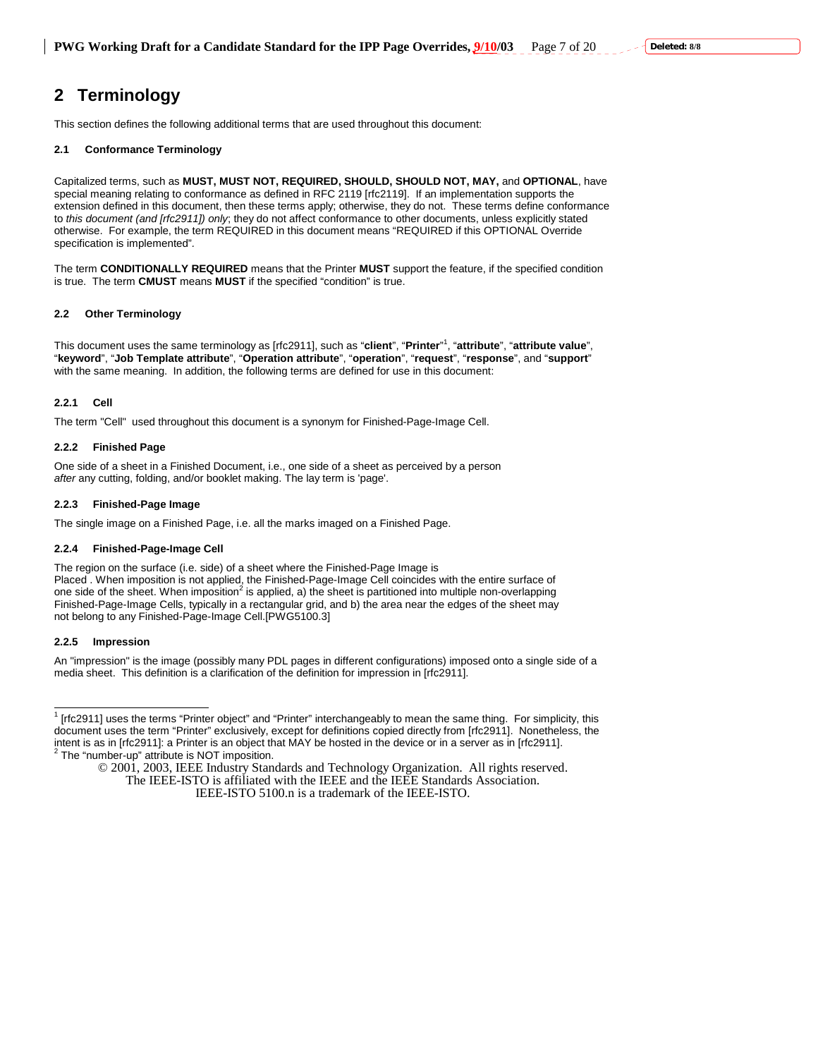# 2 Terminology

This section defines the following additional terms that are used throughout this document:

### 2.1 Conformance Terminology

Capitalized terms, such as **MUST, MUST NOT, REQUIRED, SHOULD, SHOULD NOT, MAY,** and **OPTIONAL**, have special meaning relating to conformance as defined in RFC 2119 [rfc2119]. If an implementation supports the extension defined in this document, then these terms apply; otherwise, they do not. These terms define conformance to *this document (and [rfc2911]) only*; they do not affect conformance to other documents, unless explicitly stated otherwise. For example, the term REQUIRED in this document means "REQUIRED if this OPTIONAL Override specification is implemented".

The term **CONDITIONALLY REQUIRED** means that the Printer **MUST** support the feature, if the specified condition is true. The term **CMUST** means **MUST** if the specified "condition" is true.

### 2.2 Other Terminology

This document uses the same terminology as [rfc2911], such as "**client**", "**Printer**"[1], "**attribute**", "**attribute value**", "**keyword**", "**Job Template attribute**", "**Operation attribute**", "**operation**", "**request**", "**response**", and "**support**" with the same meaning. In addition, the following terms are defined for use in this document:

#### 2.2.1 Cell

The term "Cell" used throughout this document is a synonym for Finished-Page-Image Cell.

#### 2.2.2 Finished Page

One side of a sheet in a Finished Document, i.e., one side of a sheet as perceived by a person *after* any cutting, folding, and/or booklet making. The lay term is 'page'.

#### 2.2.3 Finished-Page Image

The single image on a Finished Page, i.e. all the marks imaged on a Finished Page.

#### 2.2.4 Finished-Page-Image Cell

The region on the surface (i.e. side) of a sheet where the Finished-Page Image is Placed . When imposition is not applied, the Finished-Page-Image Cell coincides with the entire surface of one side of the sheet. When imposition[2] is applied, a) the sheet is partitioned into multiple non-overlapping Finished-Page-Image Cells, typically in a rectangular grid, and b) the area near the edges of the sheet may not belong to any Finished-Page-Image Cell.[PWG5100.3]

#### 2.2.5 Impression

An "impression" is the image (possibly many PDL pages in different configurations) imposed onto a single side of a media sheet. This definition is a clarification of the definition for impression in [rfc2911].

---

[1] [rfc2911] uses the terms "Printer object" and "Printer" interchangeably to mean the same thing. For simplicity, this document uses the term "Printer" exclusively, except for definitions copied directly from [rfc2911]. Nonetheless, the intent is as in [rfc2911]: a Printer is an object that MAY be hosted in the device or in a server as in [rfc2911].

[2] The "number-up" attribute is NOT imposition.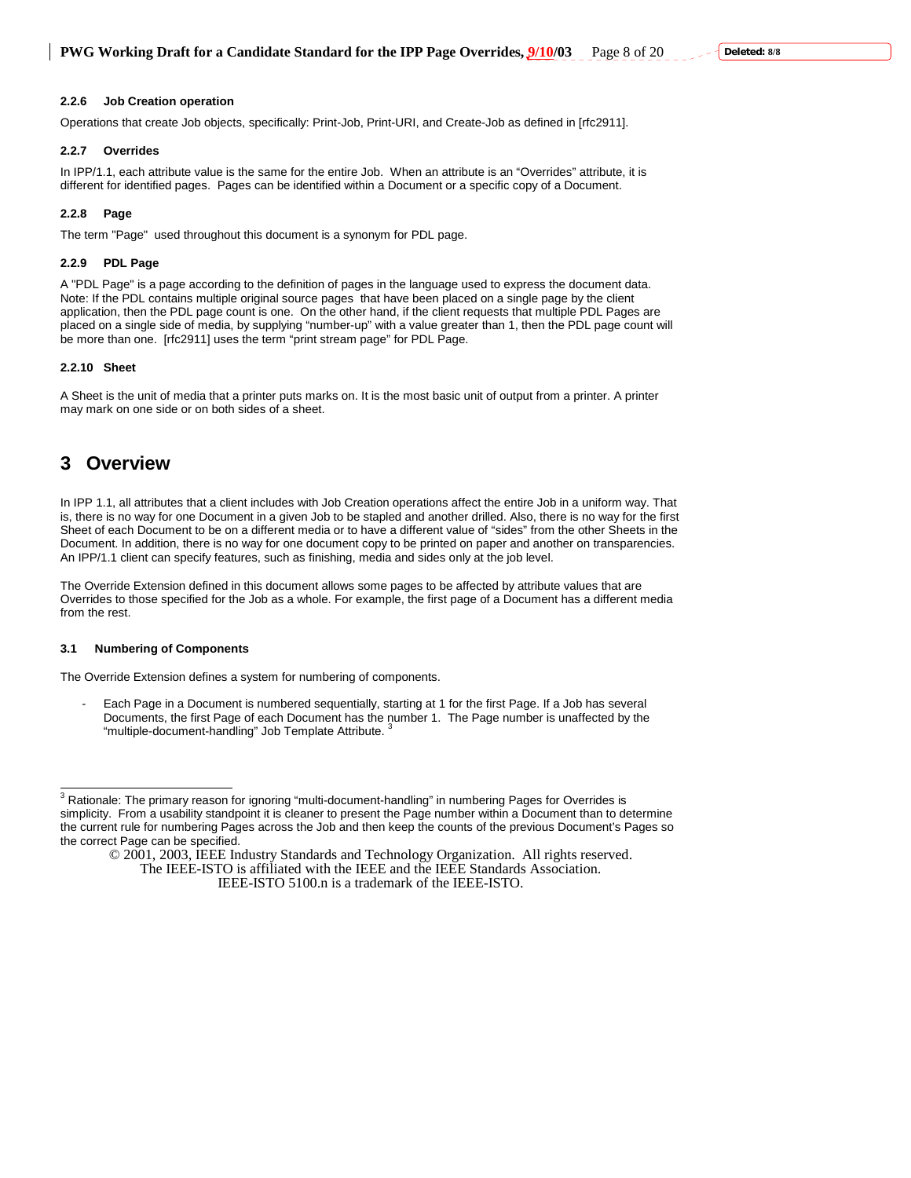### 2.2.6 Job Creation operation

Operations that create Job objects, specifically: Print-Job, Print-URI, and Create-Job as defined in [rfc2911].

### 2.2.7 Overrides

In IPP/1.1, each attribute value is the same for the entire Job. When an attribute is an "Overrides" attribute, it is different for identified pages. Pages can be identified within a Document or a specific copy of a Document.

### 2.2.8 Page

The term "Page" used throughout this document is a synonym for PDL page.

### 2.2.9 PDL Page

A "PDL Page" is a page according to the definition of pages in the language used to express the document data. Note: If the PDL contains multiple original source pages that have been placed on a single page by the client application, then the PDL page count is one. On the other hand, if the client requests that multiple PDL Pages are placed on a single side of media, by supplying "number-up" with a value greater than 1, then the PDL page count will be more than one. [rfc2911] uses the term "print stream page" for PDL Page.

### 2.2.10 Sheet

A Sheet is the unit of media that a printer puts marks on. It is the most basic unit of output from a printer. A printer may mark on one side or on both sides of a sheet.

# 3 Overview

In IPP 1.1, all attributes that a client includes with Job Creation operations affect the entire Job in a uniform way. That is, there is no way for one Document in a given Job to be stapled and another drilled. Also, there is no way for the first Sheet of each Document to be on a different media or to have a different value of "sides" from the other Sheets in the Document. In addition, there is no way for one document copy to be printed on paper and another on transparencies. An IPP/1.1 client can specify features, such as finishing, media and sides only at the job level.

The Override Extension defined in this document allows some pages to be affected by attribute values that are Overrides to those specified for the Job as a whole. For example, the first page of a Document has a different media from the rest.

### 3.1 Numbering of Components

The Override Extension defines a system for numbering of components.

- Each Page in a Document is numbered sequentially, starting at 1 for the first Page. If a Job has several Documents, the first Page of each Document has the number 1. The Page number is unaffected by the "multiple-document-handling" Job Template Attribute. [3]

---

[3] Rationale: The primary reason for ignoring "multi-document-handling" in numbering Pages for Overrides is simplicity. From a usability standpoint it is cleaner to present the Page number within a Document than to determine the current rule for numbering Pages across the Job and then keep the counts of the previous Document's Pages so the correct Page can be specified.

© 2001, 2003, IEEE Industry Standards and Technology Organization. All rights reserved.
The IEEE-ISTO is affiliated with the IEEE and the IEEE Standards Association.
IEEE-ISTO 5100.n is a trademark of the IEEE-ISTO.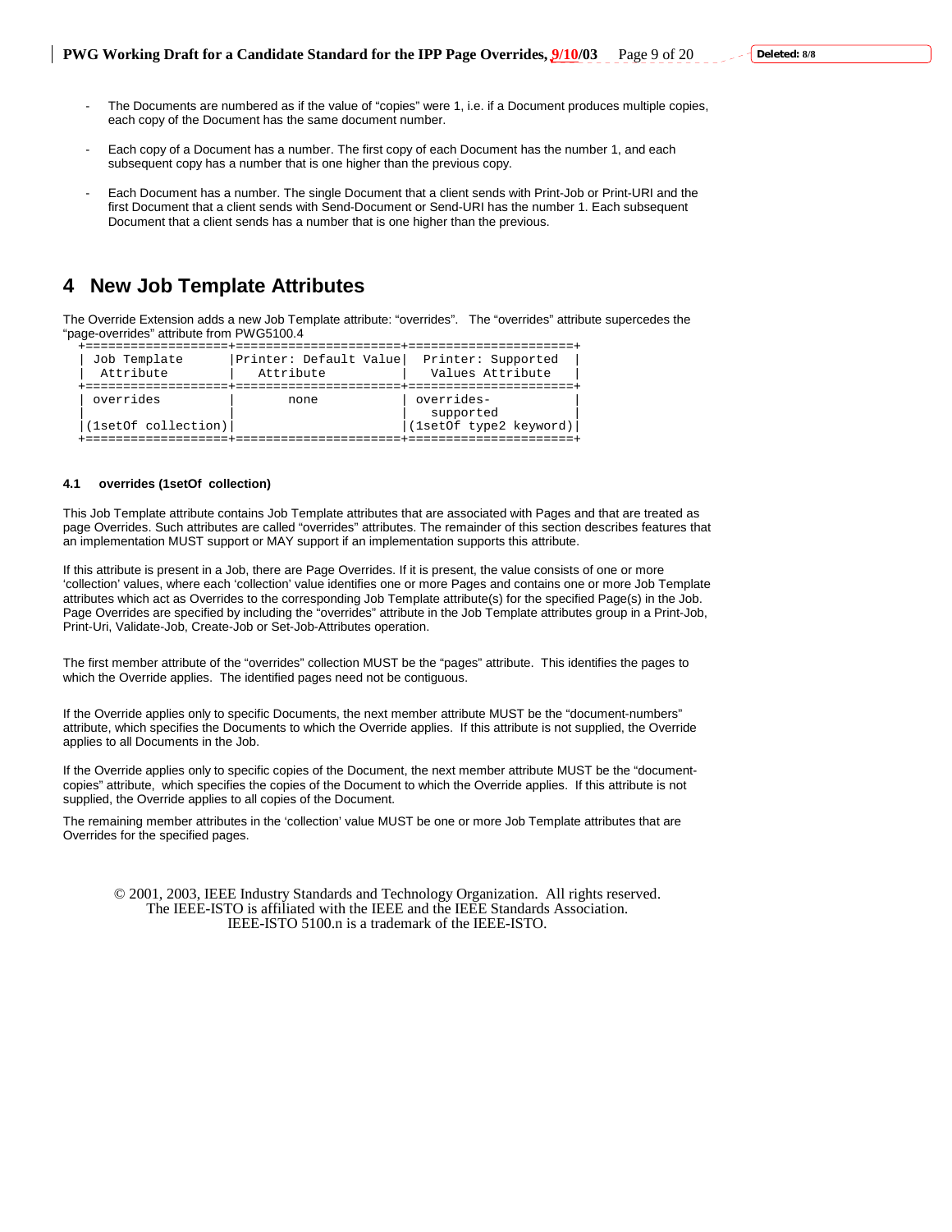- The Documents are numbered as if the value of "copies" were 1, i.e. if a Document produces multiple copies, each copy of the Document has the same document number.

- Each copy of a Document has a number. The first copy of each Document has the number 1, and each subsequent copy has a number that is one higher than the previous copy.

- Each Document has a number. The single Document that a client sends with Print-Job or Print-URI and the first Document that a client sends with Send-Document or Send-URI has the number 1. Each subsequent Document that a client sends has a number that is one higher than the previous.

# 4 New Job Template Attributes

The Override Extension adds a new Job Template attribute: "overrides". The "overrides" attribute supercedes the "page-overrides" attribute from PWG5100.4

| Job Template Attribute | Printer: Default Value Attribute | Printer: Supported Values Attribute |
|---|---|---|
| overrides (1setOf collection) | none | overrides-supported (1setOf type2 keyword) |

### 4.1 overrides (1setOf collection)

This Job Template attribute contains Job Template attributes that are associated with Pages and that are treated as page Overrides. Such attributes are called "overrides" attributes. The remainder of this section describes features that an implementation MUST support or MAY support if an implementation supports this attribute.

If this attribute is present in a Job, there are Page Overrides. If it is present, the value consists of one or more 'collection' values, where each 'collection' value identifies one or more Pages and contains one or more Job Template attributes which act as Overrides to the corresponding Job Template attribute(s) for the specified Page(s) in the Job. Page Overrides are specified by including the "overrides" attribute in the Job Template attributes group in a Print-Job, Print-Uri, Validate-Job, Create-Job or Set-Job-Attributes operation.

The first member attribute of the "overrides" collection MUST be the "pages" attribute. This identifies the pages to which the Override applies. The identified pages need not be contiguous.

If the Override applies only to specific Documents, the next member attribute MUST be the "document-numbers" attribute, which specifies the Documents to which the Override applies. If this attribute is not supplied, the Override applies to all Documents in the Job.

If the Override applies only to specific copies of the Document, the next member attribute MUST be the "document-copies" attribute, which specifies the copies of the Document to which the Override applies. If this attribute is not supplied, the Override applies to all copies of the Document.

The remaining member attributes in the 'collection' value MUST be one or more Job Template attributes that are Overrides for the specified pages.

© 2001, 2003, IEEE Industry Standards and Technology Organization. All rights reserved.
The IEEE-ISTO is affiliated with the IEEE and the IEEE Standards Association.
IEEE-ISTO 5100.n is a trademark of the IEEE-ISTO.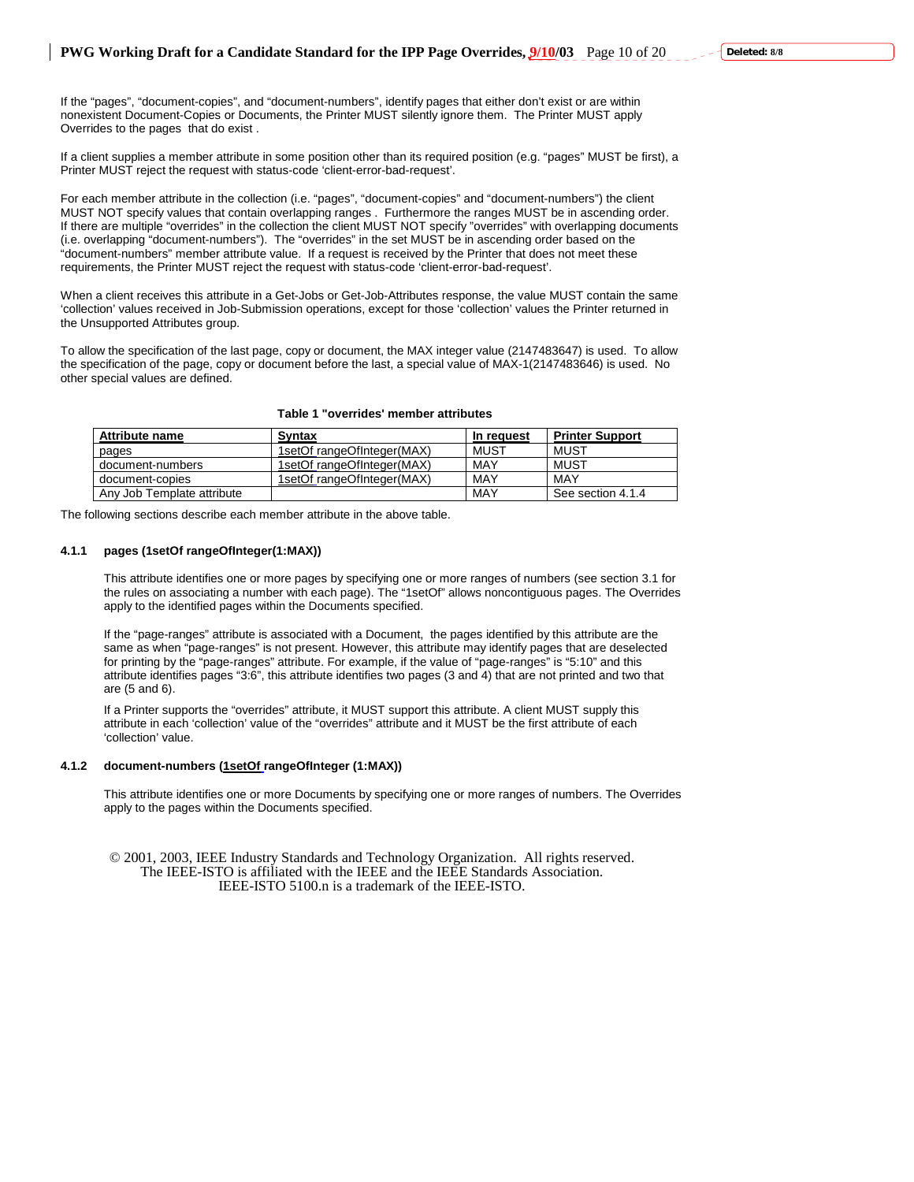If the “pages”, “document-copies”, and “document-numbers”, identify pages that either don’t exist or are within nonexistent Document-Copies or Documents, the Printer MUST silently ignore them. The Printer MUST apply Overrides to the pages that do exist .

If a client supplies a member attribute in some position other than its required position (e.g. “pages” MUST be first), a Printer MUST reject the request with status-code ‘client-error-bad-request’.

For each member attribute in the collection (i.e. “pages”, “document-copies” and “document-numbers”) the client MUST NOT specify values that contain overlapping ranges . Furthermore the ranges MUST be in ascending order. If there are multiple “overrides” in the collection the client MUST NOT specify ”overrides” with overlapping documents (i.e. overlapping “document-numbers”). The “overrides” in the set MUST be in ascending order based on the “document-numbers” member attribute value. If a request is received by the Printer that does not meet these requirements, the Printer MUST reject the request with status-code ‘client-error-bad-request’.

When a client receives this attribute in a Get-Jobs or Get-Job-Attributes response, the value MUST contain the same ‘collection’ values received in Job-Submission operations, except for those ‘collection’ values the Printer returned in the Unsupported Attributes group.

To allow the specification of the last page, copy or document, the MAX integer value (2147483647) is used. To allow the specification of the page, copy or document before the last, a special value of MAX-1(2147483646) is used. No other special values are defined.

**Table 1 "overrides' member attributes**

| Attribute name | Syntax | In request | Printer Support |
|---|---|---|---|
| pages | 1setOf rangeOfInteger(MAX) | MUST | MUST |
| document-numbers | 1setOf rangeOfInteger(MAX) | MAY | MUST |
| document-copies | 1setOf rangeOfInteger(MAX) | MAY | MAY |
| Any Job Template attribute | | MAY | See section 4.1.4 |

The following sections describe each member attribute in the above table.

### 4.1.1 pages (1setOf rangeOfInteger(1:MAX))

This attribute identifies one or more pages by specifying one or more ranges of numbers (see section 3.1 for the rules on associating a number with each page). The “1setOf” allows noncontiguous pages. The Overrides apply to the identified pages within the Documents specified.

If the “page-ranges” attribute is associated with a Document, the pages identified by this attribute are the same as when “page-ranges” is not present. However, this attribute may identify pages that are deselected for printing by the “page-ranges” attribute. For example, if the value of “page-ranges” is “5:10” and this attribute identifies pages “3:6”, this attribute identifies two pages (3 and 4) that are not printed and two that are (5 and 6).

If a Printer supports the “overrides” attribute, it MUST support this attribute. A client MUST supply this attribute in each ‘collection’ value of the “overrides” attribute and it MUST be the first attribute of each ‘collection’ value.

### 4.1.2 document-numbers (1setOf rangeOfInteger (1:MAX))

This attribute identifies one or more Documents by specifying one or more ranges of numbers. The Overrides apply to the pages within the Documents specified.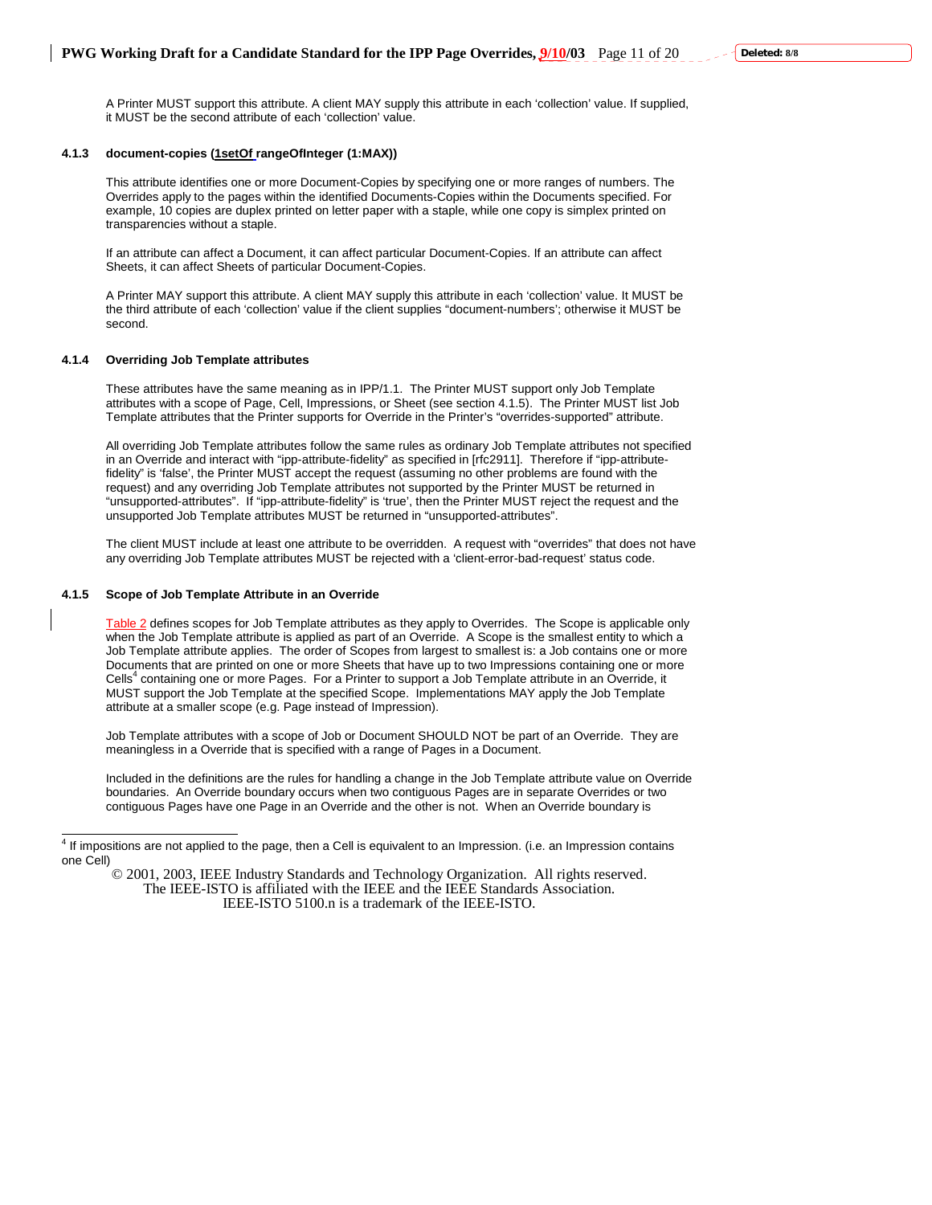A Printer MUST support this attribute. A client MAY supply this attribute in each 'collection' value. If supplied, it MUST be the second attribute of each 'collection' value.

#### 4.1.3 document-copies (1setOf rangeOfInteger (1:MAX))

This attribute identifies one or more Document-Copies by specifying one or more ranges of numbers. The Overrides apply to the pages within the identified Documents-Copies within the Documents specified. For example, 10 copies are duplex printed on letter paper with a staple, while one copy is simplex printed on transparencies without a staple.

If an attribute can affect a Document, it can affect particular Document-Copies. If an attribute can affect Sheets, it can affect Sheets of particular Document-Copies.

A Printer MAY support this attribute. A client MAY supply this attribute in each 'collection' value. It MUST be the third attribute of each 'collection' value if the client supplies "document-numbers'; otherwise it MUST be second.

#### 4.1.4 Overriding Job Template attributes

These attributes have the same meaning as in IPP/1.1. The Printer MUST support only Job Template attributes with a scope of Page, Cell, Impressions, or Sheet (see section 4.1.5). The Printer MUST list Job Template attributes that the Printer supports for Override in the Printer's "overrides-supported" attribute.

All overriding Job Template attributes follow the same rules as ordinary Job Template attributes not specified in an Override and interact with "ipp-attribute-fidelity" as specified in [rfc2911]. Therefore if "ipp-attribute-fidelity" is 'false', the Printer MUST accept the request (assuming no other problems are found with the request) and any overriding Job Template attributes not supported by the Printer MUST be returned in "unsupported-attributes". If "ipp-attribute-fidelity" is 'true', then the Printer MUST reject the request and the unsupported Job Template attributes MUST be returned in "unsupported-attributes".

The client MUST include at least one attribute to be overridden. A request with "overrides" that does not have any overriding Job Template attributes MUST be rejected with a 'client-error-bad-request' status code.

#### 4.1.5 Scope of Job Template Attribute in an Override

Table 2 defines scopes for Job Template attributes as they apply to Overrides. The Scope is applicable only when the Job Template attribute is applied as part of an Override. A Scope is the smallest entity to which a Job Template attribute applies. The order of Scopes from largest to smallest is: a Job contains one or more Documents that are printed on one or more Sheets that have up to two Impressions containing one or more Cells[4] containing one or more Pages. For a Printer to support a Job Template attribute in an Override, it MUST support the Job Template at the specified Scope. Implementations MAY apply the Job Template attribute at a smaller scope (e.g. Page instead of Impression).

Job Template attributes with a scope of Job or Document SHOULD NOT be part of an Override. They are meaningless in a Override that is specified with a range of Pages in a Document.

Included in the definitions are the rules for handling a change in the Job Template attribute value on Override boundaries. An Override boundary occurs when two contiguous Pages are in separate Overrides or two contiguous Pages have one Page in an Override and the other is not. When an Override boundary is

---

[4] If impositions are not applied to the page, then a Cell is equivalent to an Impression. (i.e. an Impression contains one Cell)

© 2001, 2003, IEEE Industry Standards and Technology Organization. All rights reserved.
The IEEE-ISTO is affiliated with the IEEE and the IEEE Standards Association.
IEEE-ISTO 5100.n is a trademark of the IEEE-ISTO.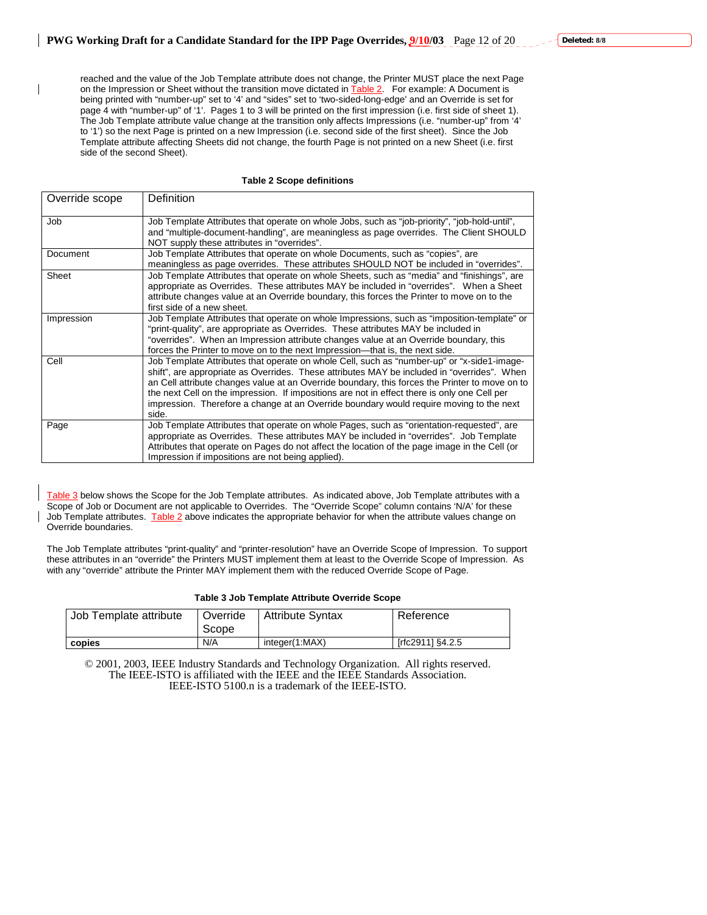reached and the value of the Job Template attribute does not change, the Printer MUST place the next Page on the Impression or Sheet without the transition move dictated in Table 2. For example: A Document is being printed with “number-up” set to ‘4’ and “sides” set to ‘two-sided-long-edge’ and an Override is set for page 4 with “number-up” of ‘1’. Pages 1 to 3 will be printed on the first impression (i.e. first side of sheet 1). The Job Template attribute value change at the transition only affects Impressions (i.e. “number-up” from ‘4’ to ‘1’) so the next Page is printed on a new Impression (i.e. second side of the first sheet). Since the Job Template attribute affecting Sheets did not change, the fourth Page is not printed on a new Sheet (i.e. first side of the second Sheet).

**Table 2 Scope definitions**

| Override scope | Definition |
|---|---|
| Job | Job Template Attributes that operate on whole Jobs, such as “job-priority”, “job-hold-until”, and “multiple-document-handling”, are meaningless as page overrides. The Client SHOULD NOT supply these attributes in “overrides”. |
| Document | Job Template Attributes that operate on whole Documents, such as “copies”, are meaningless as page overrides. These attributes SHOULD NOT be included in “overrides”. |
| Sheet | Job Template Attributes that operate on whole Sheets, such as “media” and “finishings”, are appropriate as Overrides. These attributes MAY be included in “overrides”. When a Sheet attribute changes value at an Override boundary, this forces the Printer to move on to the first side of a new sheet. |
| Impression | Job Template Attributes that operate on whole Impressions, such as “imposition-template” or “print-quality”, are appropriate as Overrides. These attributes MAY be included in “overrides”. When an Impression attribute changes value at an Override boundary, this forces the Printer to move on to the next Impression—that is, the next side. |
| Cell | Job Template Attributes that operate on whole Cell, such as “number-up” or “x-side1-image-shift”, are appropriate as Overrides. These attributes MAY be included in “overrides”. When an Cell attribute changes value at an Override boundary, this forces the Printer to move on to the next Cell on the impression. If impositions are not in effect there is only one Cell per impression. Therefore a change at an Override boundary would require moving to the next side. |
| Page | Job Template Attributes that operate on whole Pages, such as “orientation-requested”, are appropriate as Overrides. These attributes MAY be included in “overrides”. Job Template Attributes that operate on Pages do not affect the location of the page image in the Cell (or Impression if impositions are not being applied). |

Table 3 below shows the Scope for the Job Template attributes. As indicated above, Job Template attributes with a Scope of Job or Document are not applicable to Overrides. The “Override Scope” column contains ‘N/A’ for these Job Template attributes. Table 2 above indicates the appropriate behavior for when the attribute values change on Override boundaries.

The Job Template attributes “print-quality” and “printer-resolution” have an Override Scope of Impression. To support these attributes in an “override” the Printers MUST implement them at least to the Override Scope of Impression. As with any “override” attribute the Printer MAY implement them with the reduced Override Scope of Page.

**Table 3 Job Template Attribute Override Scope**

| Job Template attribute | Override Scope | Attribute Syntax | Reference |
|---|---|---|---|
| **copies** | N/A | integer(1:MAX) | [rfc2911] §4.2.5 |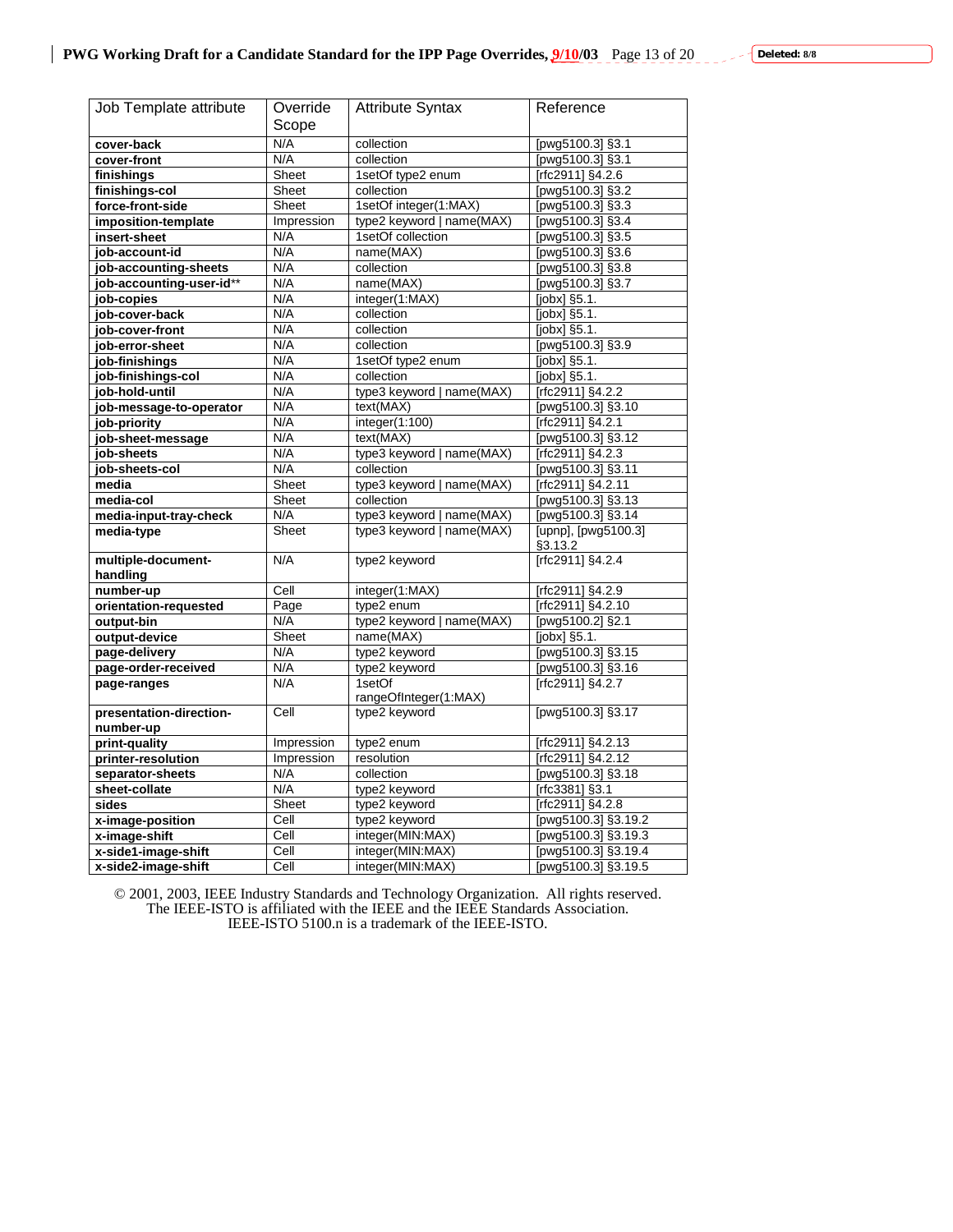| Job Template attribute | Override Scope | Attribute Syntax | Reference |
| --- | --- | --- | --- |
| **cover-back** | N/A | collection | [pwg5100.3] §3.1 |
| **cover-front** | N/A | collection | [pwg5100.3] §3.1 |
| **finishings** | Sheet | 1setOf type2 enum | [rfc2911] §4.2.6 |
| **finishings-col** | Sheet | collection | [pwg5100.3] §3.2 |
| **force-front-side** | Sheet | 1setOf integer(1:MAX) | [pwg5100.3] §3.3 |
| **imposition-template** | Impression | type2 keyword \| name(MAX) | [pwg5100.3] §3.4 |
| **insert-sheet** | N/A | 1setOf collection | [pwg5100.3] §3.5 |
| **job-account-id** | N/A | name(MAX) | [pwg5100.3] §3.6 |
| **job-accounting-sheets** | N/A | collection | [pwg5100.3] §3.8 |
| **job-accounting-user-id**** | N/A | name(MAX) | [pwg5100.3] §3.7 |
| **job-copies** | N/A | integer(1:MAX) | [jobx] §5.1. |
| **job-cover-back** | N/A | collection | [jobx] §5.1. |
| **job-cover-front** | N/A | collection | [jobx] §5.1. |
| **job-error-sheet** | N/A | collection | [pwg5100.3] §3.9 |
| **job-finishings** | N/A | 1setOf type2 enum | [jobx] §5.1. |
| **job-finishings-col** | N/A | collection | [jobx] §5.1. |
| **job-hold-until** | N/A | type3 keyword \| name(MAX) | [rfc2911] §4.2.2 |
| **job-message-to-operator** | N/A | text(MAX) | [pwg5100.3] §3.10 |
| **job-priority** | N/A | integer(1:100) | [rfc2911] §4.2.1 |
| **job-sheet-message** | N/A | text(MAX) | [pwg5100.3] §3.12 |
| **job-sheets** | N/A | type3 keyword \| name(MAX) | [rfc2911] §4.2.3 |
| **job-sheets-col** | N/A | collection | [pwg5100.3] §3.11 |
| **media** | Sheet | type3 keyword \| name(MAX) | [rfc2911] §4.2.11 |
| **media-col** | Sheet | collection | [pwg5100.3] §3.13 |
| **media-input-tray-check** | N/A | type3 keyword \| name(MAX) | [pwg5100.3] §3.14 |
| **media-type** | Sheet | type3 keyword \| name(MAX) | [upnp], [pwg5100.3] §3.13.2 |
| **multiple-document-handling** | N/A | type2 keyword | [rfc2911] §4.2.4 |
| **number-up** | Cell | integer(1:MAX) | [rfc2911] §4.2.9 |
| **orientation-requested** | Page | type2 enum | [rfc2911] §4.2.10 |
| **output-bin** | N/A | type2 keyword \| name(MAX) | [pwg5100.2] §2.1 |
| **output-device** | Sheet | name(MAX) | [jobx] §5.1. |
| **page-delivery** | N/A | type2 keyword | [pwg5100.3] §3.15 |
| **page-order-received** | N/A | type2 keyword | [pwg5100.3] §3.16 |
| **page-ranges** | N/A | 1setOf rangeOfInteger(1:MAX) | [rfc2911] §4.2.7 |
| **presentation-direction-number-up** | Cell | type2 keyword | [pwg5100.3] §3.17 |
| **print-quality** | Impression | type2 enum | [rfc2911] §4.2.13 |
| **printer-resolution** | Impression | resolution | [rfc2911] §4.2.12 |
| **separator-sheets** | N/A | collection | [pwg5100.3] §3.18 |
| **sheet-collate** | N/A | type2 keyword | [rfc3381] §3.1 |
| **sides** | Sheet | type2 keyword | [rfc2911] §4.2.8 |
| **x-image-position** | Cell | type2 keyword | [pwg5100.3] §3.19.2 |
| **x-image-shift** | Cell | integer(MIN:MAX) | [pwg5100.3] §3.19.3 |
| **x-side1-image-shift** | Cell | integer(MIN:MAX) | [pwg5100.3] §3.19.4 |
| **x-side2-image-shift** | Cell | integer(MIN:MAX) | [pwg5100.3] §3.19.5 |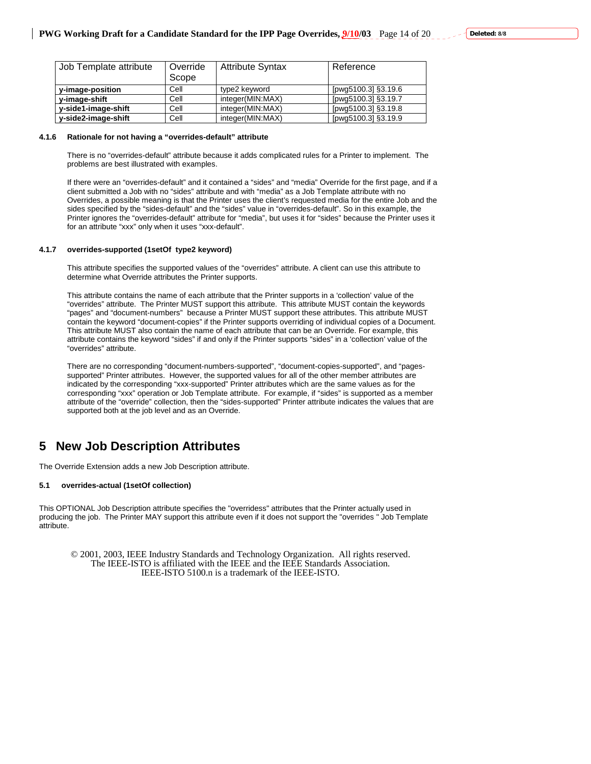| Job Template attribute | Override Scope | Attribute Syntax | Reference |
|---|---|---|---|
| **y-image-position** | Cell | type2 keyword | [pwg5100.3] §3.19.6 |
| **y-image-shift** | Cell | integer(MIN:MAX) | [pwg5100.3] §3.19.7 |
| **y-side1-image-shift** | Cell | integer(MIN:MAX) | [pwg5100.3] §3.19.8 |
| **y-side2-image-shift** | Cell | integer(MIN:MAX) | [pwg5100.3] §3.19.9 |

#### 4.1.6 Rationale for not having a "overrides-default" attribute

There is no "overrides-default" attribute because it adds complicated rules for a Printer to implement. The problems are best illustrated with examples.

If there were an "overrides-default" and it contained a "sides" and "media" Override for the first page, and if a client submitted a Job with no "sides" attribute and with "media" as a Job Template attribute with no Overrides, a possible meaning is that the Printer uses the client's requested media for the entire Job and the sides specified by the "sides-default" and the "sides" value in "overrides-default". So in this example, the Printer ignores the "overrides-default" attribute for "media", but uses it for "sides" because the Printer uses it for an attribute "xxx" only when it uses "xxx-default".

#### 4.1.7 overrides-supported (1setOf type2 keyword)

This attribute specifies the supported values of the "overrides" attribute. A client can use this attribute to determine what Override attributes the Printer supports.

This attribute contains the name of each attribute that the Printer supports in a 'collection' value of the "overrides" attribute. The Printer MUST support this attribute. This attribute MUST contain the keywords "pages" and "document-numbers" because a Printer MUST support these attributes. This attribute MUST contain the keyword "document-copies" if the Printer supports overriding of individual copies of a Document. This attribute MUST also contain the name of each attribute that can be an Override. For example, this attribute contains the keyword "sides" if and only if the Printer supports "sides" in a 'collection' value of the "overrides" attribute.

There are no corresponding "document-numbers-supported", "document-copies-supported", and "pages-supported" Printer attributes. However, the supported values for all of the other member attributes are indicated by the corresponding "xxx-supported" Printer attributes which are the same values as for the corresponding "xxx" operation or Job Template attribute. For example, if "sides" is supported as a member attribute of the "override" collection, then the "sides-supported" Printer attribute indicates the values that are supported both at the job level and as an Override.

# 5 New Job Description Attributes

The Override Extension adds a new Job Description attribute.

### 5.1 overrides-actual (1setOf collection)

This OPTIONAL Job Description attribute specifies the "overridess" attributes that the Printer actually used in producing the job. The Printer MAY support this attribute even if it does not support the "overrides " Job Template attribute.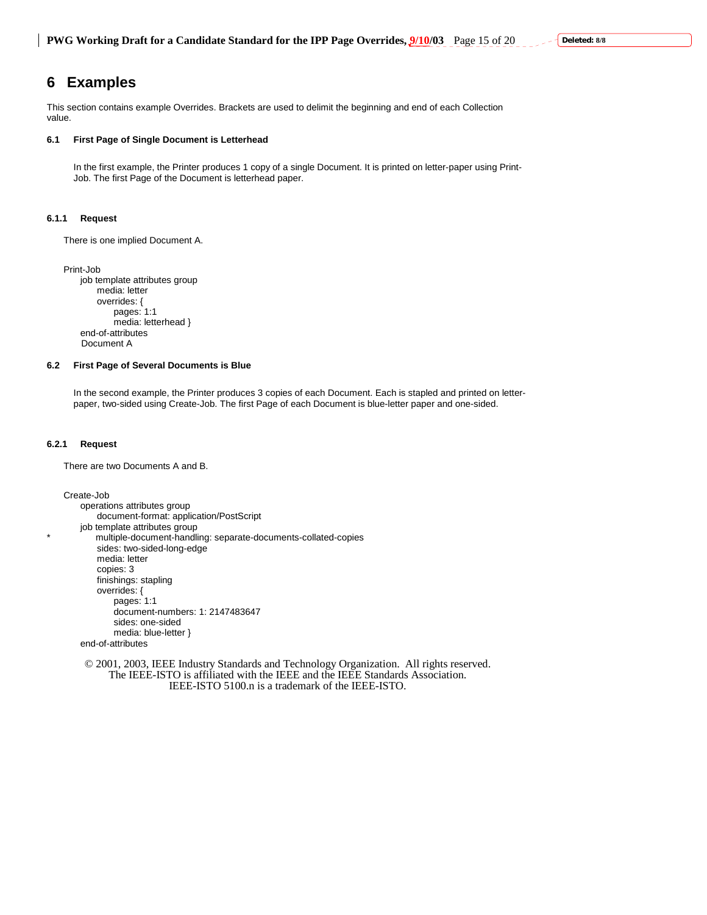# 6 Examples

This section contains example Overrides. Brackets are used to delimit the beginning and end of each Collection value.

### 6.1 First Page of Single Document is Letterhead

In the first example, the Printer produces 1 copy of a single Document. It is printed on letter-paper using Print-Job. The first Page of the Document is letterhead paper.

#### 6.1.1 Request

There is one implied Document A.

```
Print-Job
     job template attributes group
          media: letter
          overrides: {
               pages: 1:1
               media: letterhead }
     end-of-attributes
     Document A
```

### 6.2 First Page of Several Documents is Blue

In the second example, the Printer produces 3 copies of each Document. Each is stapled and printed on letter-paper, two-sided using Create-Job. The first Page of each Document is blue-letter paper and one-sided.

#### 6.2.1 Request

There are two Documents A and B.

```
Create-Job
     operations attributes group
          document-format: application/PostScript
     job template attributes group
*         multiple-document-handling: separate-documents-collated-copies
          sides: two-sided-long-edge
          media: letter
          copies: 3
          finishings: stapling
          overrides: {
               pages: 1:1
               document-numbers: 1: 2147483647
               sides: one-sided
               media: blue-letter }
     end-of-attributes
```

© 2001, 2003, IEEE Industry Standards and Technology Organization. All rights reserved.
The IEEE-ISTO is affiliated with the IEEE and the IEEE Standards Association.
IEEE-ISTO 5100.n is a trademark of the IEEE-ISTO.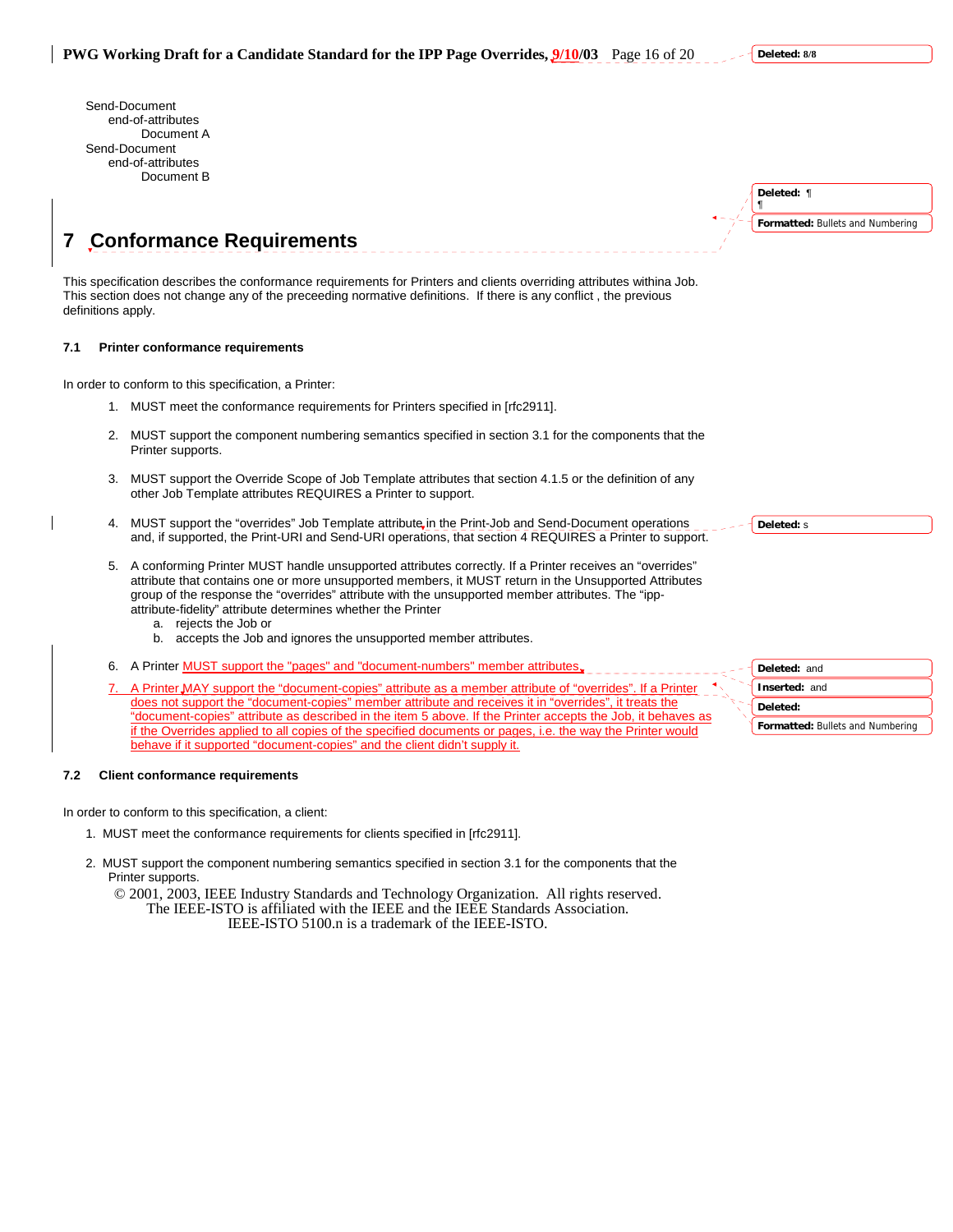Send-Document
    end-of-attributes
        Document A
Send-Document
    end-of-attributes
        Document B

# 7 Conformance Requirements

This specification describes the conformance requirements for Printers and clients overriding attributes withina Job. This section does not change any of the preceeding normative definitions. If there is any conflict , the previous definitions apply.

### 7.1 Printer conformance requirements

In order to conform to this specification, a Printer:

1. MUST meet the conformance requirements for Printers specified in [rfc2911].

2. MUST support the component numbering semantics specified in section 3.1 for the components that the Printer supports.

3. MUST support the Override Scope of Job Template attributes that section 4.1.5 or the definition of any other Job Template attributes REQUIRES a Printer to support.

4. MUST support the "overrides" Job Template attribute in the Print-Job and Send-Document operations and, if supported, the Print-URI and Send-URI operations, that section 4 REQUIRES a Printer to support.

5. A conforming Printer MUST handle unsupported attributes correctly. If a Printer receives an "overrides" attribute that contains one or more unsupported members, it MUST return in the Unsupported Attributes group of the response the "overrides" attribute with the unsupported member attributes. The "ipp-attribute-fidelity" attribute determines whether the Printer
   a. rejects the Job or
   b. accepts the Job and ignores the unsupported member attributes.

6. A Printer MUST support the "pages" and "document-numbers" member attributes.

7. A Printer MAY support the "document-copies" attribute as a member attribute of "overrides". If a Printer does not support the "document-copies" member attribute and receives it in "overrides", it treats the "document-copies" attribute as described in the item 5 above. If the Printer accepts the Job, it behaves as if the Overrides applied to all copies of the specified documents or pages, i.e. the way the Printer would behave if it supported "document-copies" and the client didn't supply it.

### 7.2 Client conformance requirements

In order to conform to this specification, a client:

1. MUST meet the conformance requirements for clients specified in [rfc2911].

2. MUST support the component numbering semantics specified in section 3.1 for the components that the Printer supports.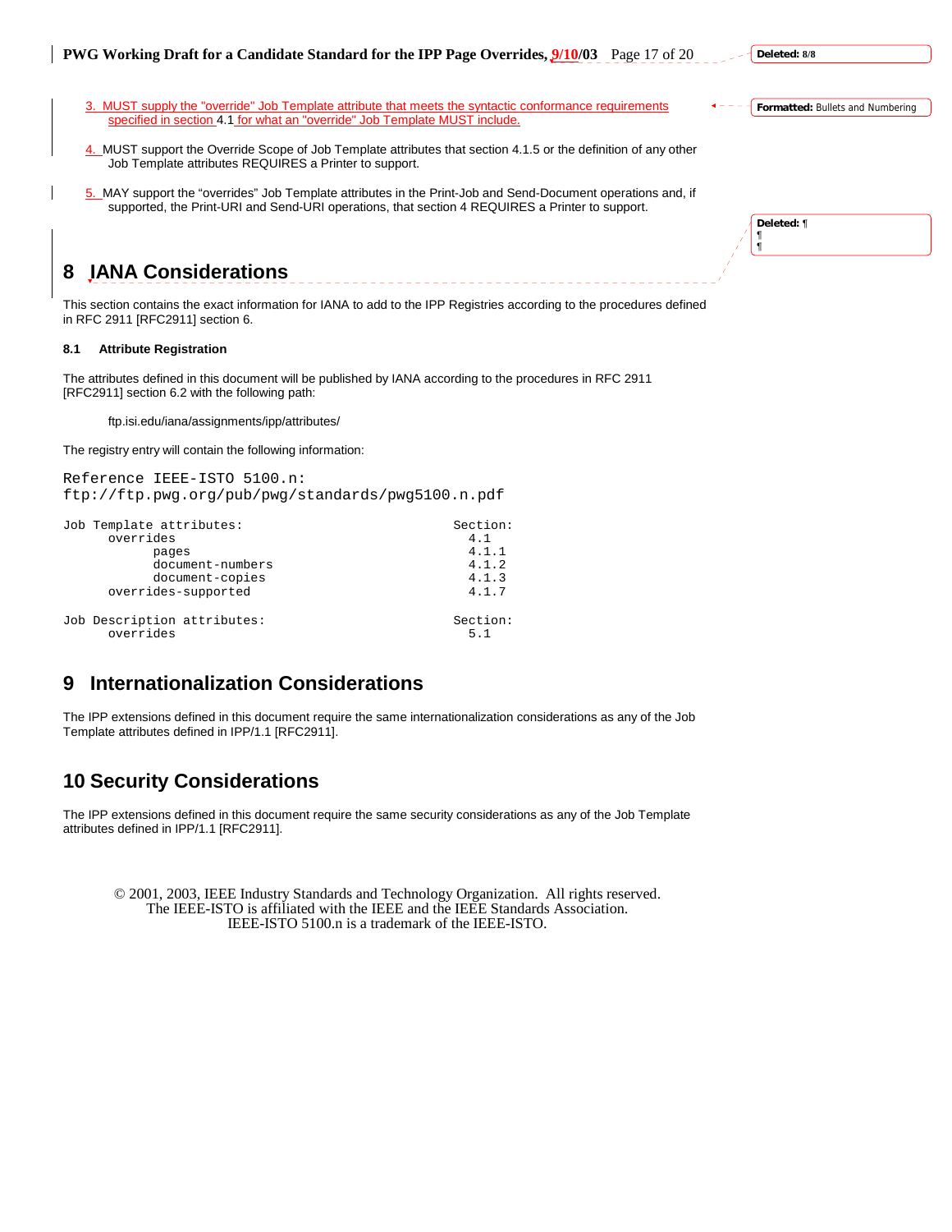3. MUST supply the "override" Job Template attribute that meets the syntactic conformance requirements specified in section 4.1 for what an "override" Job Template MUST include.

4. MUST support the Override Scope of Job Template attributes that section 4.1.5 or the definition of any other Job Template attributes REQUIRES a Printer to support.

5. MAY support the "overrides" Job Template attributes in the Print-Job and Send-Document operations and, if supported, the Print-URI and Send-URI operations, that section 4 REQUIRES a Printer to support.

# 8 IANA Considerations

This section contains the exact information for IANA to add to the IPP Registries according to the procedures defined in RFC 2911 [RFC2911] section 6.

### 8.1 Attribute Registration

The attributes defined in this document will be published by IANA according to the procedures in RFC 2911 [RFC2911] section 6.2 with the following path:

ftp.isi.edu/iana/assignments/ipp/attributes/

The registry entry will contain the following information:

```
Reference IEEE-ISTO 5100.n:
ftp://ftp.pwg.org/pub/pwg/standards/pwg5100.n.pdf

Job Template attributes:                            Section:
      overrides                                       4.1
            pages                                     4.1.1
            document-numbers                          4.1.2
            document-copies                           4.1.3
      overrides-supported                             4.1.7

Job Description attributes:                         Section:
      overrides                                       5.1
```

# 9 Internationalization Considerations

The IPP extensions defined in this document require the same internationalization considerations as any of the Job Template attributes defined in IPP/1.1 [RFC2911].

# 10 Security Considerations

The IPP extensions defined in this document require the same security considerations as any of the Job Template attributes defined in IPP/1.1 [RFC2911].

© 2001, 2003, IEEE Industry Standards and Technology Organization. All rights reserved.
The IEEE-ISTO is affiliated with the IEEE and the IEEE Standards Association.
IEEE-ISTO 5100.n is a trademark of the IEEE-ISTO.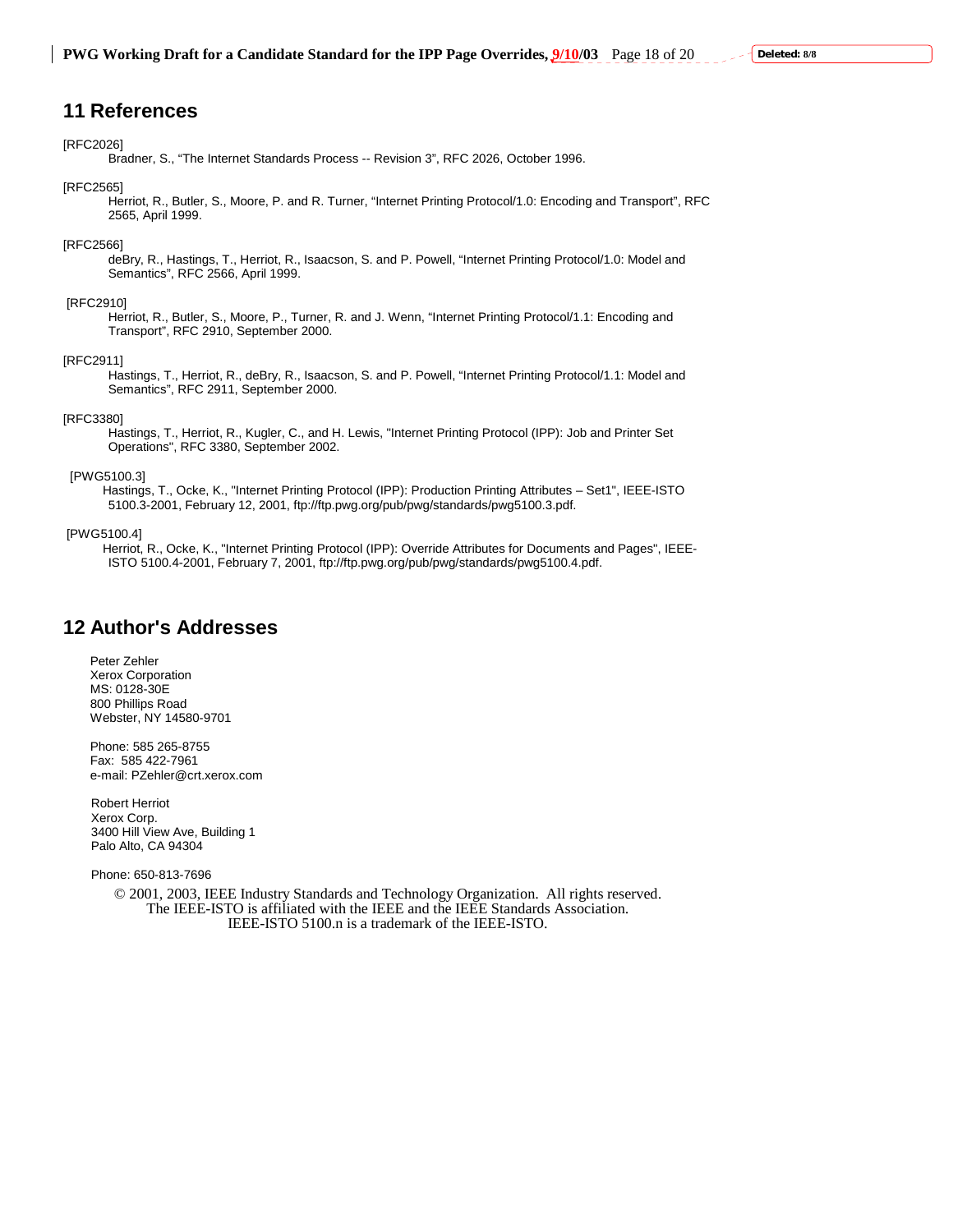## 11 References

[RFC2026]
Bradner, S., “The Internet Standards Process -- Revision 3”, RFC 2026, October 1996.

[RFC2565]
Herriot, R., Butler, S., Moore, P. and R. Turner, “Internet Printing Protocol/1.0: Encoding and Transport”, RFC 2565, April 1999.

[RFC2566]
deBry, R., Hastings, T., Herriot, R., Isaacson, S. and P. Powell, “Internet Printing Protocol/1.0: Model and Semantics”, RFC 2566, April 1999.

[RFC2910]
Herriot, R., Butler, S., Moore, P., Turner, R. and J. Wenn, “Internet Printing Protocol/1.1: Encoding and Transport”, RFC 2910, September 2000.

[RFC2911]
Hastings, T., Herriot, R., deBry, R., Isaacson, S. and P. Powell, “Internet Printing Protocol/1.1: Model and Semantics”, RFC 2911, September 2000.

[RFC3380]
Hastings, T., Herriot, R., Kugler, C., and H. Lewis, "Internet Printing Protocol (IPP): Job and Printer Set Operations", RFC 3380, September 2002.

[PWG5100.3]
Hastings, T., Ocke, K., "Internet Printing Protocol (IPP): Production Printing Attributes – Set1", IEEE-ISTO 5100.3-2001, February 12, 2001, ftp://ftp.pwg.org/pub/pwg/standards/pwg5100.3.pdf.

[PWG5100.4]
Herriot, R., Ocke, K., "Internet Printing Protocol (IPP): Override Attributes for Documents and Pages", IEEE-ISTO 5100.4-2001, February 7, 2001, ftp://ftp.pwg.org/pub/pwg/standards/pwg5100.4.pdf.

## 12 Author's Addresses

Peter Zehler
Xerox Corporation
MS: 0128-30E
800 Phillips Road
Webster, NY 14580-9701

Phone: 585 265-8755
Fax: 585 422-7961
e-mail: PZehler@crt.xerox.com

Robert Herriot
Xerox Corp.
3400 Hill View Ave, Building 1
Palo Alto, CA 94304

Phone: 650-813-7696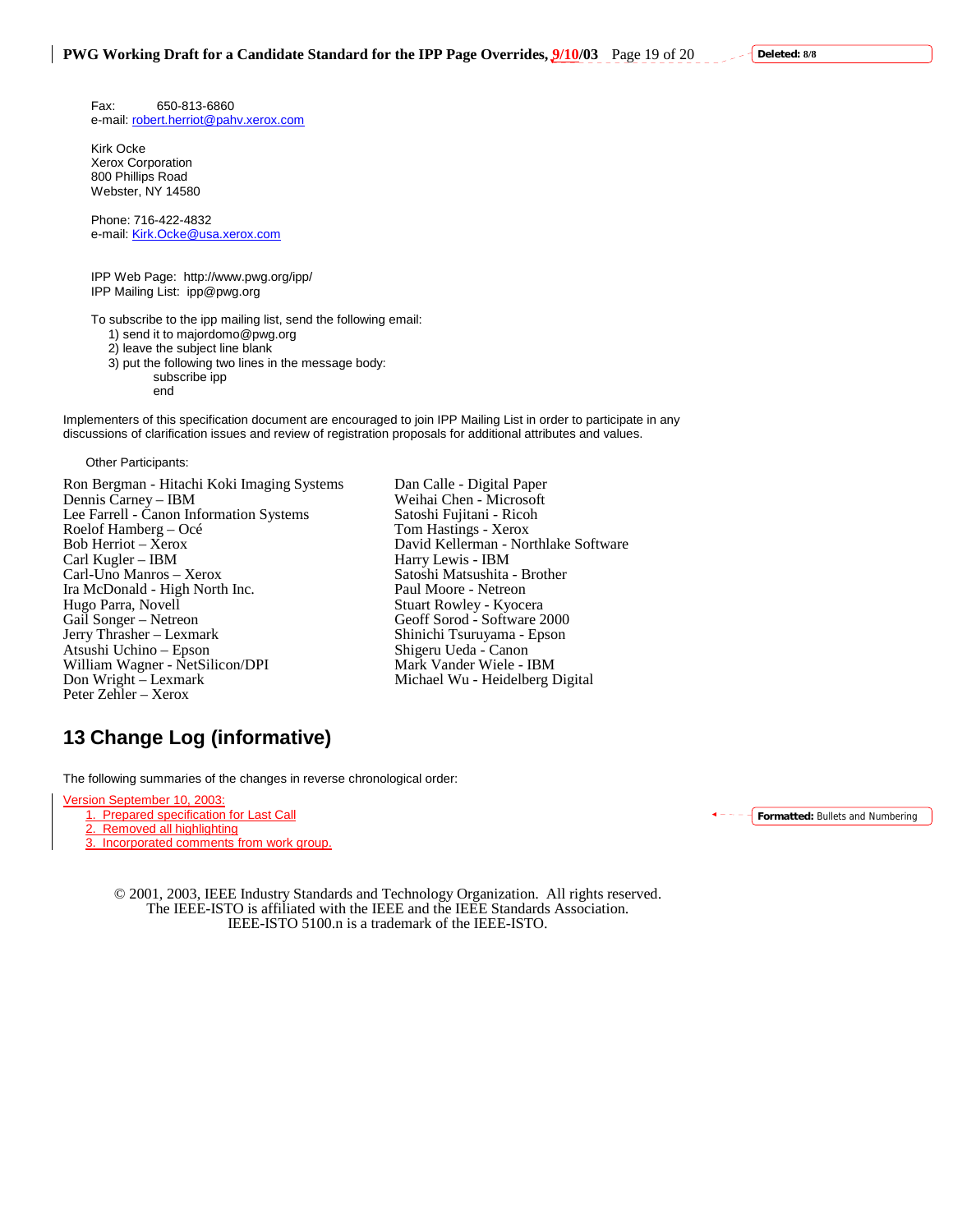Fax: 650-813-6860
e-mail: robert.herriot@pahv.xerox.com

Kirk Ocke
Xerox Corporation
800 Phillips Road
Webster, NY 14580

Phone: 716-422-4832
e-mail: Kirk.Ocke@usa.xerox.com

IPP Web Page: http://www.pwg.org/ipp/
IPP Mailing List: ipp@pwg.org

To subscribe to the ipp mailing list, send the following email:

1) send it to majordomo@pwg.org
2) leave the subject line blank
3) put the following two lines in the message body:

    subscribe ipp
    end

Implementers of this specification document are encouraged to join IPP Mailing List in order to participate in any discussions of clarification issues and review of registration proposals for additional attributes and values.

Other Participants:

Ron Bergman - Hitachi Koki Imaging Systems
Dennis Carney – IBM
Lee Farrell - Canon Information Systems
Roelof Hamberg – Océ
Bob Herriot – Xerox
Carl Kugler – IBM
Carl-Uno Manros – Xerox
Ira McDonald - High North Inc.
Hugo Parra, Novell
Gail Songer – Netreon
Jerry Thrasher – Lexmark
Atsushi Uchino – Epson
William Wagner - NetSilicon/DPI
Don Wright – Lexmark
Peter Zehler – Xerox
Dan Calle - Digital Paper
Weihai Chen - Microsoft
Satoshi Fujitani - Ricoh
Tom Hastings - Xerox
David Kellerman - Northlake Software
Harry Lewis - IBM
Satoshi Matsushita - Brother
Paul Moore - Netreon
Stuart Rowley - Kyocera
Geoff Sorod - Software 2000
Shinichi Tsuruyama - Epson
Shigeru Ueda - Canon
Mark Vander Wiele - IBM
Michael Wu - Heidelberg Digital

# 13 Change Log (informative)

The following summaries of the changes in reverse chronological order:

Version September 10, 2003:

1. Prepared specification for Last Call
2. Removed all highlighting
3. Incorporated comments from work group.

© 2001, 2003, IEEE Industry Standards and Technology Organization. All rights reserved.
The IEEE-ISTO is affiliated with the IEEE and the IEEE Standards Association.
IEEE-ISTO 5100.n is a trademark of the IEEE-ISTO.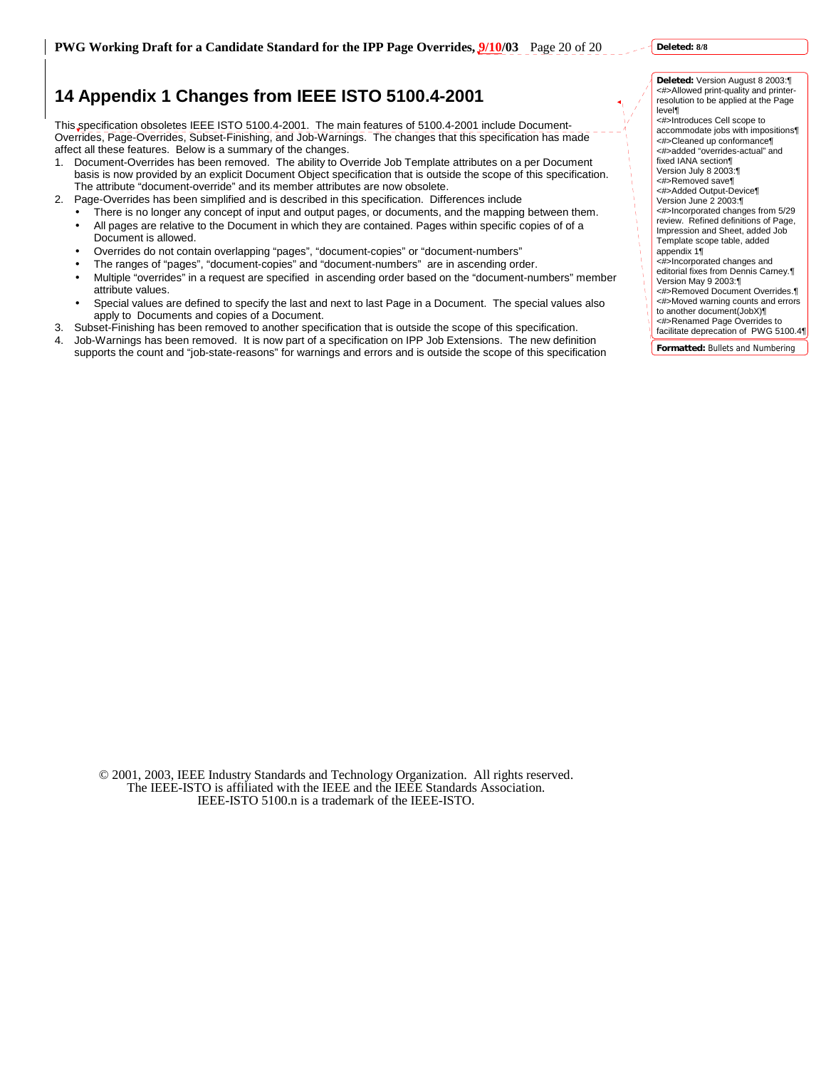# 14 Appendix 1 Changes from IEEE ISTO 5100.4-2001

This specification obsoletes IEEE ISTO 5100.4-2001. The main features of 5100.4-2001 include Document-Overrides, Page-Overrides, Subset-Finishing, and Job-Warnings. The changes that this specification has made affect all these features. Below is a summary of the changes.

1. Document-Overrides has been removed. The ability to Override Job Template attributes on a per Document basis is now provided by an explicit Document Object specification that is outside the scope of this specification. The attribute "document-override" and its member attributes are now obsolete.
2. Page-Overrides has been simplified and is described in this specification. Differences include
   - There is no longer any concept of input and output pages, or documents, and the mapping between them.
   - All pages are relative to the Document in which they are contained. Pages within specific copies of of a Document is allowed.
   - Overrides do not contain overlapping "pages", "document-copies" or "document-numbers"
   - The ranges of "pages", "document-copies" and "document-numbers" are in ascending order.
   - Multiple "overrides" in a request are specified in ascending order based on the "document-numbers" member attribute values.
   - Special values are defined to specify the last and next to last Page in a Document. The special values also apply to Documents and copies of a Document.
3. Subset-Finishing has been removed to another specification that is outside the scope of this specification.
4. Job-Warnings has been removed. It is now part of a specification on IPP Job Extensions. The new definition supports the count and "job-state-reasons" for warnings and errors and is outside the scope of this specification

© 2001, 2003, IEEE Industry Standards and Technology Organization. All rights reserved.
The IEEE-ISTO is affiliated with the IEEE and the IEEE Standards Association.
IEEE-ISTO 5100.n is a trademark of the IEEE-ISTO.